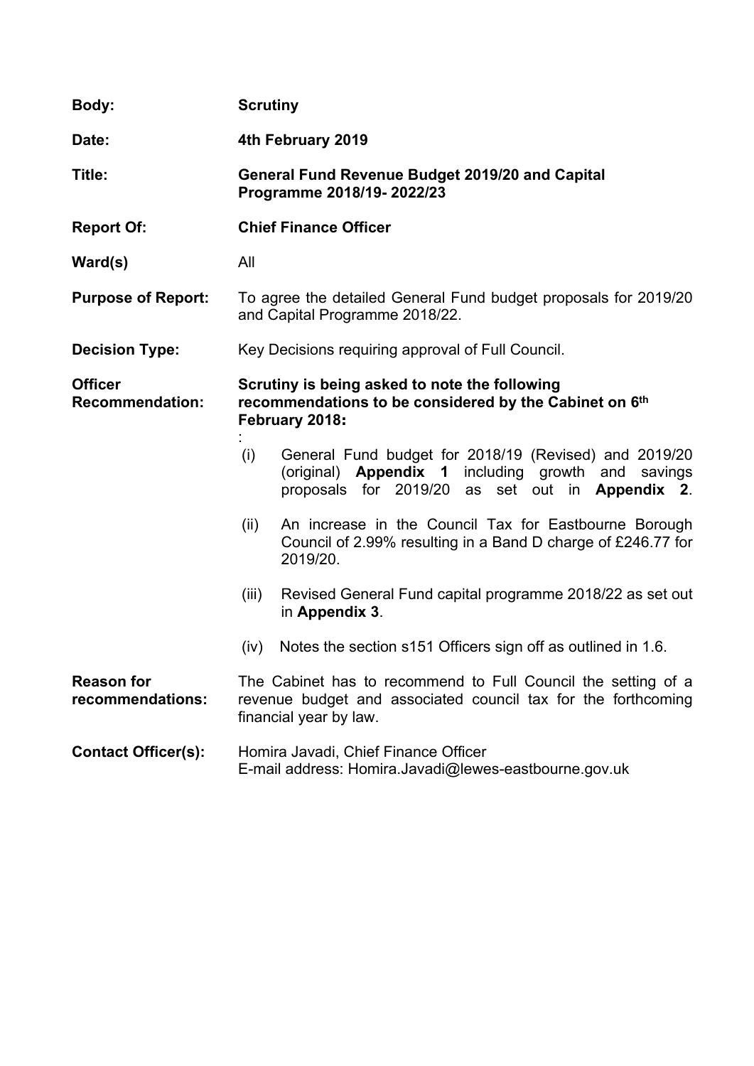| | |
|---|---|
| **Body:** | **Scrutiny** |
| **Date:** | **4th February 2019** |
| **Title:** | **General Fund Revenue Budget 2019/20 and Capital Programme 2018/19- 2022/23** |
| **Report Of:** | **Chief Finance Officer** |
| **Ward(s)** | All |
| **Purpose of Report:** | To agree the detailed General Fund budget proposals for 2019/20 and Capital Programme 2018/22. |
| **Decision Type:** | Key Decisions requiring approval of Full Council. |
| **Officer Recommendation:** | **Scrutiny is being asked to note the following recommendations to be considered by the Cabinet on 6th February 2018:** |

:

(i) General Fund budget for 2018/19 (Revised) and 2019/20 (original) **Appendix 1** including growth and savings proposals for 2019/20 as set out in **Appendix 2**.

(ii) An increase in the Council Tax for Eastbourne Borough Council of 2.99% resulting in a Band D charge of £246.77 for 2019/20.

(iii) Revised General Fund capital programme 2018/22 as set out in **Appendix 3**.

(iv) Notes the section s151 Officers sign off as outlined in 1.6.

| | |
|---|---|
| **Reason for recommendations:** | The Cabinet has to recommend to Full Council the setting of a revenue budget and associated council tax for the forthcoming financial year by law. |
| **Contact Officer(s):** | Homira Javadi, Chief Finance Officer<br>E-mail address: Homira.Javadi@lewes-eastbourne.gov.uk |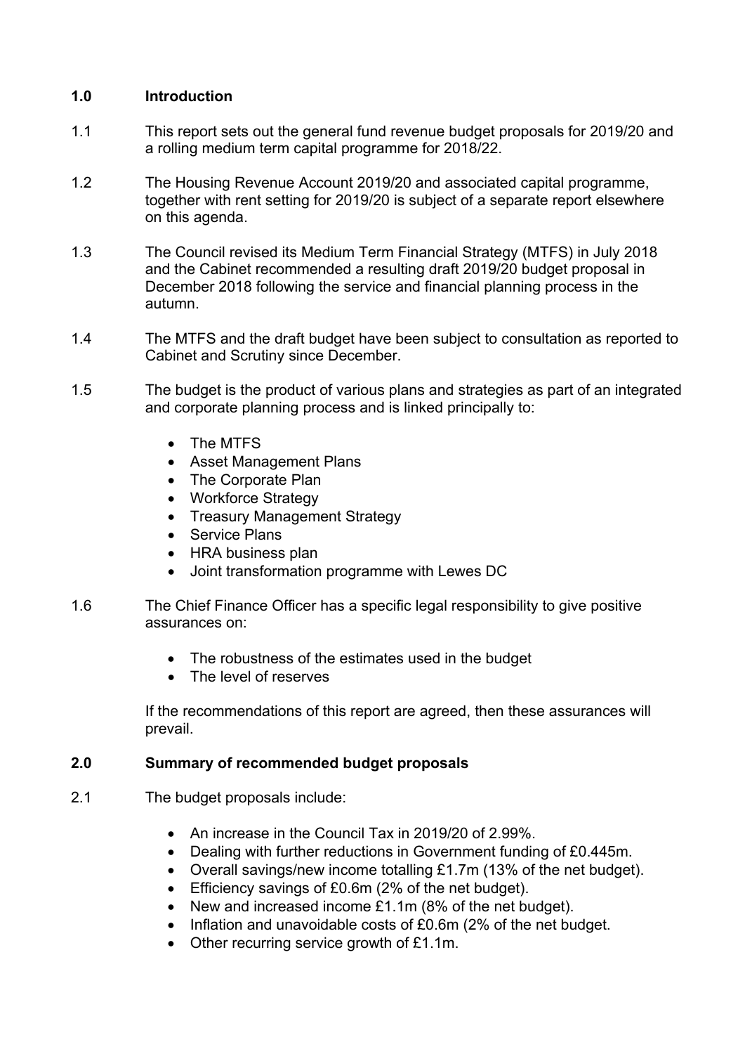## 1.0 Introduction

1.1 This report sets out the general fund revenue budget proposals for 2019/20 and a rolling medium term capital programme for 2018/22.

1.2 The Housing Revenue Account 2019/20 and associated capital programme, together with rent setting for 2019/20 is subject of a separate report elsewhere on this agenda.

1.3 The Council revised its Medium Term Financial Strategy (MTFS) in July 2018 and the Cabinet recommended a resulting draft 2019/20 budget proposal in December 2018 following the service and financial planning process in the autumn.

1.4 The MTFS and the draft budget have been subject to consultation as reported to Cabinet and Scrutiny since December.

1.5 The budget is the product of various plans and strategies as part of an integrated and corporate planning process and is linked principally to:

- The MTFS
- Asset Management Plans
- The Corporate Plan
- Workforce Strategy
- Treasury Management Strategy
- Service Plans
- HRA business plan
- Joint transformation programme with Lewes DC

1.6 The Chief Finance Officer has a specific legal responsibility to give positive assurances on:

- The robustness of the estimates used in the budget
- The level of reserves

If the recommendations of this report are agreed, then these assurances will prevail.

## 2.0 Summary of recommended budget proposals

2.1 The budget proposals include:

- An increase in the Council Tax in 2019/20 of 2.99%.
- Dealing with further reductions in Government funding of £0.445m.
- Overall savings/new income totalling £1.7m (13% of the net budget).
- Efficiency savings of £0.6m (2% of the net budget).
- New and increased income £1.1m (8% of the net budget).
- Inflation and unavoidable costs of £0.6m (2% of the net budget.
- Other recurring service growth of £1.1m.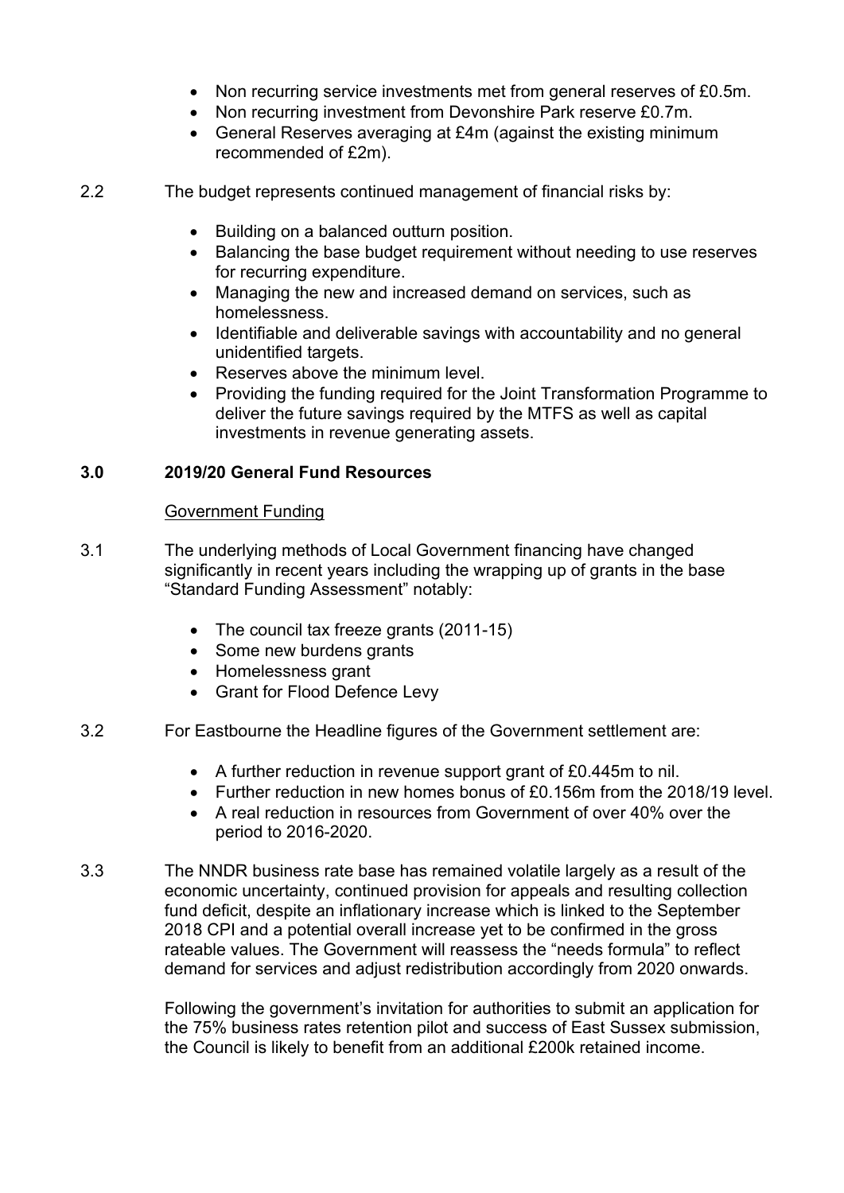- Non recurring service investments met from general reserves of £0.5m.
- Non recurring investment from Devonshire Park reserve £0.7m.
- General Reserves averaging at £4m (against the existing minimum recommended of £2m).

2.2 The budget represents continued management of financial risks by:

- Building on a balanced outturn position.
- Balancing the base budget requirement without needing to use reserves for recurring expenditure.
- Managing the new and increased demand on services, such as homelessness.
- Identifiable and deliverable savings with accountability and no general unidentified targets.
- Reserves above the minimum level.
- Providing the funding required for the Joint Transformation Programme to deliver the future savings required by the MTFS as well as capital investments in revenue generating assets.

## 3.0 2019/20 General Fund Resources

Government Funding

3.1 The underlying methods of Local Government financing have changed significantly in recent years including the wrapping up of grants in the base "Standard Funding Assessment" notably:

- The council tax freeze grants (2011-15)
- Some new burdens grants
- Homelessness grant
- Grant for Flood Defence Levy

3.2 For Eastbourne the Headline figures of the Government settlement are:

- A further reduction in revenue support grant of £0.445m to nil.
- Further reduction in new homes bonus of £0.156m from the 2018/19 level.
- A real reduction in resources from Government of over 40% over the period to 2016-2020.

3.3 The NNDR business rate base has remained volatile largely as a result of the economic uncertainty, continued provision for appeals and resulting collection fund deficit, despite an inflationary increase which is linked to the September 2018 CPI and a potential overall increase yet to be confirmed in the gross rateable values. The Government will reassess the "needs formula" to reflect demand for services and adjust redistribution accordingly from 2020 onwards.

Following the government's invitation for authorities to submit an application for the 75% business rates retention pilot and success of East Sussex submission, the Council is likely to benefit from an additional £200k retained income.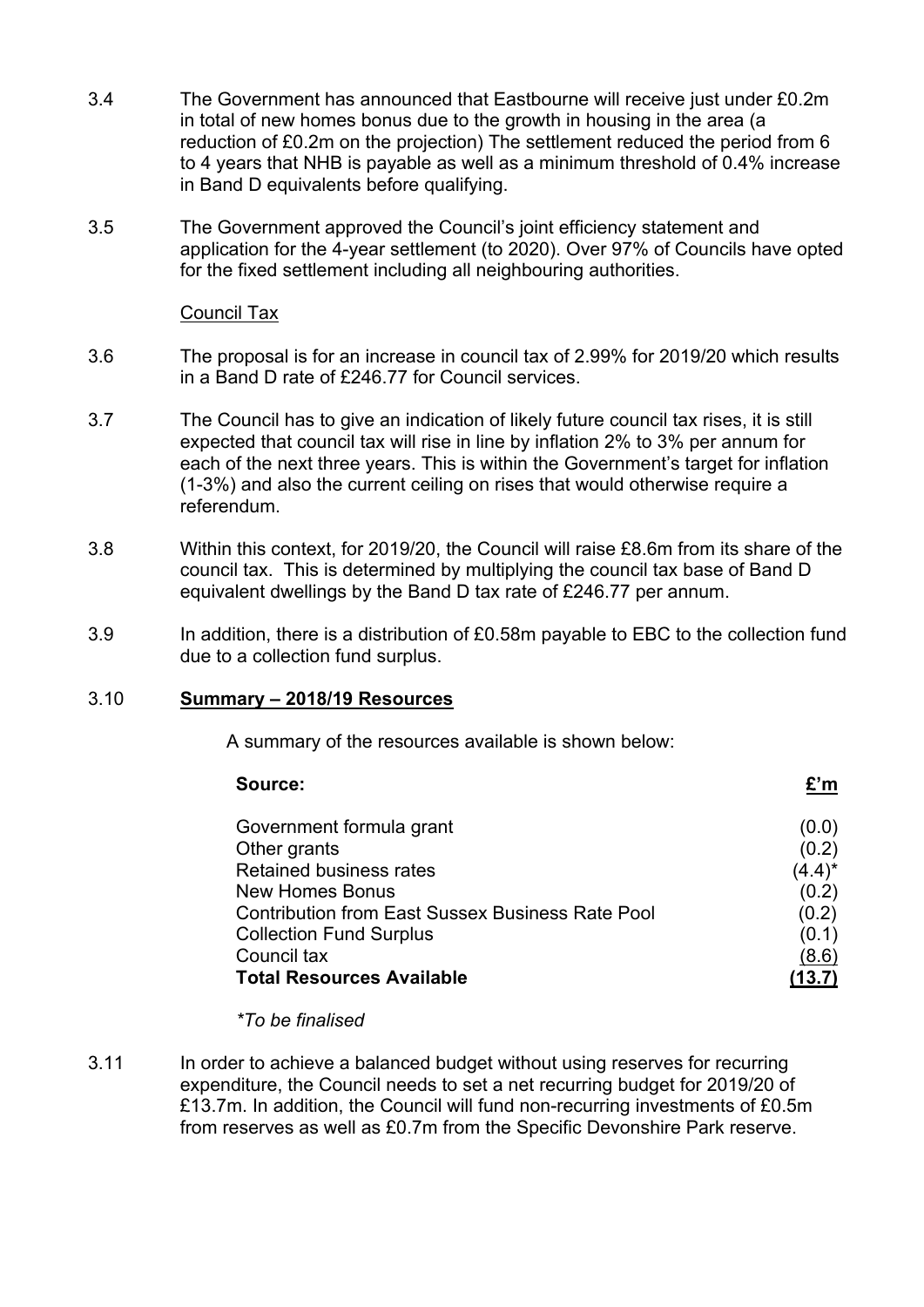3.4 The Government has announced that Eastbourne will receive just under £0.2m in total of new homes bonus due to the growth in housing in the area (a reduction of £0.2m on the projection) The settlement reduced the period from 6 to 4 years that NHB is payable as well as a minimum threshold of 0.4% increase in Band D equivalents before qualifying.

3.5 The Government approved the Council's joint efficiency statement and application for the 4-year settlement (to 2020). Over 97% of Councils have opted for the fixed settlement including all neighbouring authorities.

Council Tax

3.6 The proposal is for an increase in council tax of 2.99% for 2019/20 which results in a Band D rate of £246.77 for Council services.

3.7 The Council has to give an indication of likely future council tax rises, it is still expected that council tax will rise in line by inflation 2% to 3% per annum for each of the next three years. This is within the Government's target for inflation (1-3%) and also the current ceiling on rises that would otherwise require a referendum.

3.8 Within this context, for 2019/20, the Council will raise £8.6m from its share of the council tax. This is determined by multiplying the council tax base of Band D equivalent dwellings by the Band D tax rate of £246.77 per annum.

3.9 In addition, there is a distribution of £0.58m payable to EBC to the collection fund due to a collection fund surplus.

3.10 **Summary – 2018/19 Resources**

A summary of the resources available is shown below:

| Source: | £'m |
|---|---|
| Government formula grant | (0.0) |
| Other grants | (0.2) |
| Retained business rates | (4.4)* |
| New Homes Bonus | (0.2) |
| Contribution from East Sussex Business Rate Pool | (0.2) |
| Collection Fund Surplus | (0.1) |
| Council tax | (8.6) |
| **Total Resources Available** | **(13.7)** |

*\*To be finalised*

3.11 In order to achieve a balanced budget without using reserves for recurring expenditure, the Council needs to set a net recurring budget for 2019/20 of £13.7m. In addition, the Council will fund non-recurring investments of £0.5m from reserves as well as £0.7m from the Specific Devonshire Park reserve.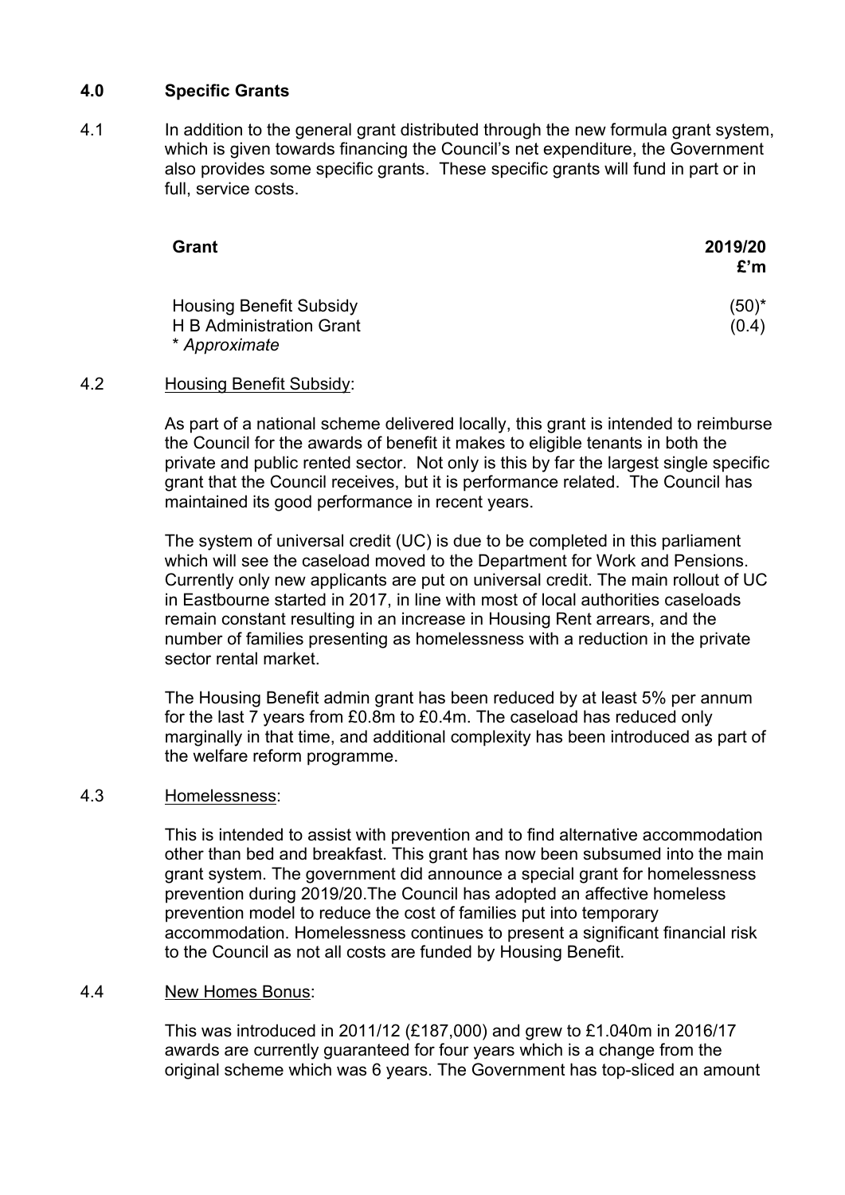## 4.0 Specific Grants

4.1 In addition to the general grant distributed through the new formula grant system, which is given towards financing the Council's net expenditure, the Government also provides some specific grants. These specific grants will fund in part or in full, service costs.

| Grant | 2019/20 £'m |
|---|---|
| Housing Benefit Subsidy | (50)* |
| H B Administration Grant | (0.4) |

\* *Approximate*

4.2 <u>Housing Benefit Subsidy</u>:

As part of a national scheme delivered locally, this grant is intended to reimburse the Council for the awards of benefit it makes to eligible tenants in both the private and public rented sector. Not only is this by far the largest single specific grant that the Council receives, but it is performance related. The Council has maintained its good performance in recent years.

The system of universal credit (UC) is due to be completed in this parliament which will see the caseload moved to the Department for Work and Pensions. Currently only new applicants are put on universal credit. The main rollout of UC in Eastbourne started in 2017, in line with most of local authorities caseloads remain constant resulting in an increase in Housing Rent arrears, and the number of families presenting as homelessness with a reduction in the private sector rental market.

The Housing Benefit admin grant has been reduced by at least 5% per annum for the last 7 years from £0.8m to £0.4m. The caseload has reduced only marginally in that time, and additional complexity has been introduced as part of the welfare reform programme.

4.3 <u>Homelessness</u>:

This is intended to assist with prevention and to find alternative accommodation other than bed and breakfast. This grant has now been subsumed into the main grant system. The government did announce a special grant for homelessness prevention during 2019/20.The Council has adopted an affective homeless prevention model to reduce the cost of families put into temporary accommodation. Homelessness continues to present a significant financial risk to the Council as not all costs are funded by Housing Benefit.

4.4 <u>New Homes Bonus</u>:

This was introduced in 2011/12 (£187,000) and grew to £1.040m in 2016/17 awards are currently guaranteed for four years which is a change from the original scheme which was 6 years. The Government has top-sliced an amount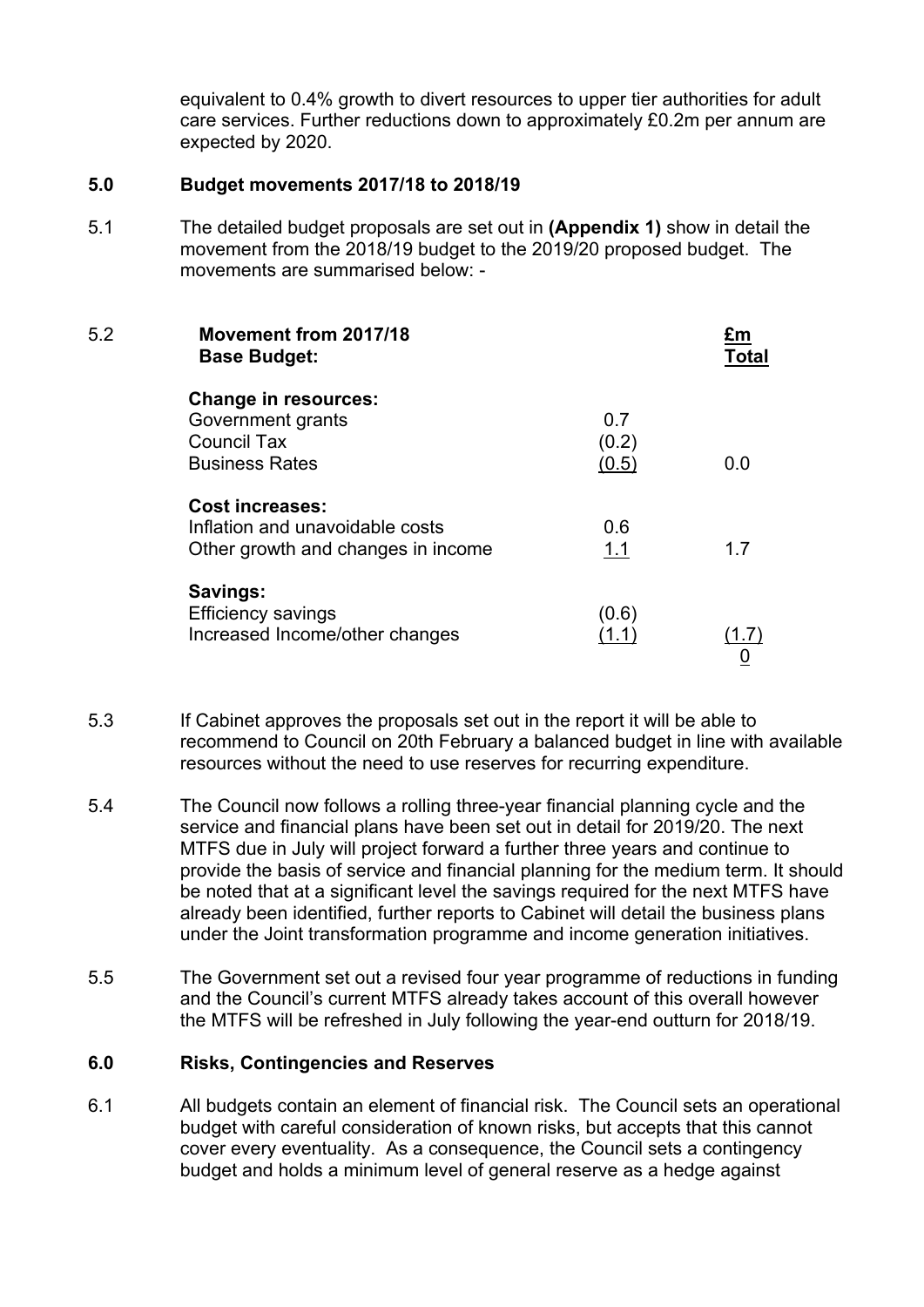equivalent to 0.4% growth to divert resources to upper tier authorities for adult care services. Further reductions down to approximately £0.2m per annum are expected by 2020.

## 5.0 Budget movements 2017/18 to 2018/19

5.1 The detailed budget proposals are set out in **(Appendix 1)** show in detail the movement from the 2018/19 budget to the 2019/20 proposed budget. The movements are summarised below: -

5.2

| **Movement from 2017/18 Base Budget:** | | **£m Total** |
|---|---|---|
| **Change in resources:** | | |
| Government grants | 0.7 | |
| Council Tax | (0.2) | |
| Business Rates | (0.5) | 0.0 |
| **Cost increases:** | | |
| Inflation and unavoidable costs | 0.6 | |
| Other growth and changes in income | 1.1 | 1.7 |
| **Savings:** | | |
| Efficiency savings | (0.6) | |
| Increased Income/other changes | (1.1) | (1.7) |
| | | 0 |

5.3 If Cabinet approves the proposals set out in the report it will be able to recommend to Council on 20th February a balanced budget in line with available resources without the need to use reserves for recurring expenditure.

5.4 The Council now follows a rolling three-year financial planning cycle and the service and financial plans have been set out in detail for 2019/20. The next MTFS due in July will project forward a further three years and continue to provide the basis of service and financial planning for the medium term. It should be noted that at a significant level the savings required for the next MTFS have already been identified, further reports to Cabinet will detail the business plans under the Joint transformation programme and income generation initiatives.

5.5 The Government set out a revised four year programme of reductions in funding and the Council's current MTFS already takes account of this overall however the MTFS will be refreshed in July following the year-end outturn for 2018/19.

## 6.0 Risks, Contingencies and Reserves

6.1 All budgets contain an element of financial risk. The Council sets an operational budget with careful consideration of known risks, but accepts that this cannot cover every eventuality. As a consequence, the Council sets a contingency budget and holds a minimum level of general reserve as a hedge against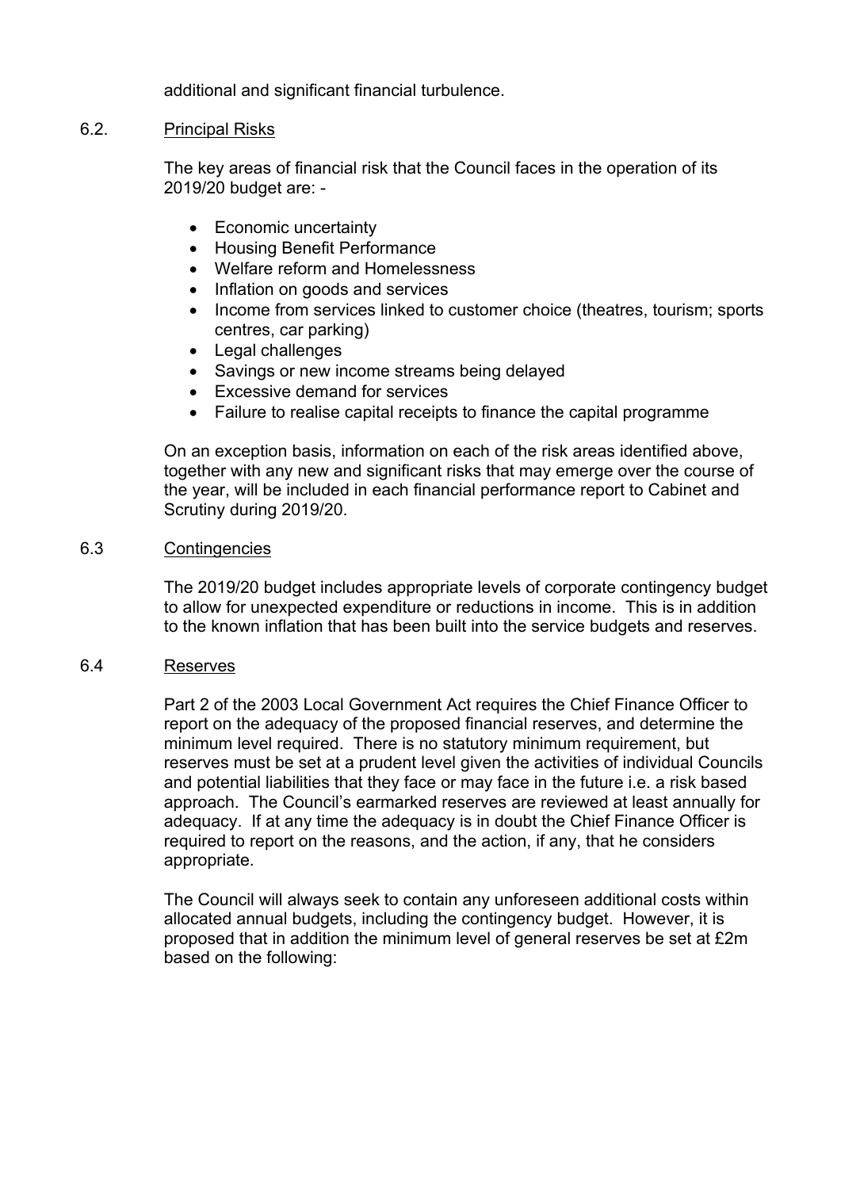additional and significant financial turbulence.

### 6.2. Principal Risks

The key areas of financial risk that the Council faces in the operation of its 2019/20 budget are: -

- Economic uncertainty
- Housing Benefit Performance
- Welfare reform and Homelessness
- Inflation on goods and services
- Income from services linked to customer choice (theatres, tourism; sports centres, car parking)
- Legal challenges
- Savings or new income streams being delayed
- Excessive demand for services
- Failure to realise capital receipts to finance the capital programme

On an exception basis, information on each of the risk areas identified above, together with any new and significant risks that may emerge over the course of the year, will be included in each financial performance report to Cabinet and Scrutiny during 2019/20.

### 6.3 Contingencies

The 2019/20 budget includes appropriate levels of corporate contingency budget to allow for unexpected expenditure or reductions in income. This is in addition to the known inflation that has been built into the service budgets and reserves.

### 6.4 Reserves

Part 2 of the 2003 Local Government Act requires the Chief Finance Officer to report on the adequacy of the proposed financial reserves, and determine the minimum level required. There is no statutory minimum requirement, but reserves must be set at a prudent level given the activities of individual Councils and potential liabilities that they face or may face in the future i.e. a risk based approach. The Council's earmarked reserves are reviewed at least annually for adequacy. If at any time the adequacy is in doubt the Chief Finance Officer is required to report on the reasons, and the action, if any, that he considers appropriate.

The Council will always seek to contain any unforeseen additional costs within allocated annual budgets, including the contingency budget. However, it is proposed that in addition the minimum level of general reserves be set at £2m based on the following: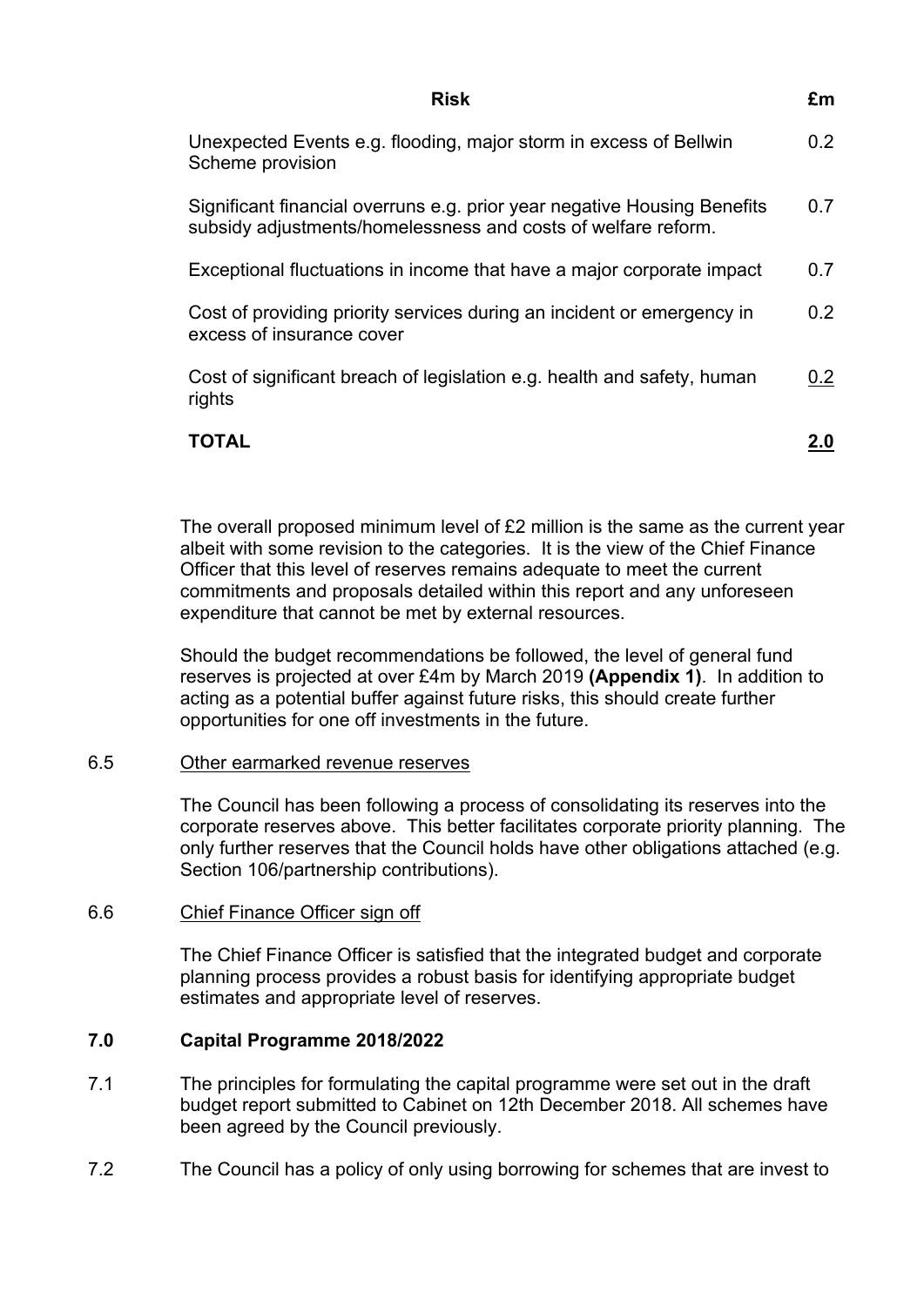| Risk | £m |
|---|---|
| Unexpected Events e.g. flooding, major storm in excess of Bellwin Scheme provision | 0.2 |
| Significant financial overruns e.g. prior year negative Housing Benefits subsidy adjustments/homelessness and costs of welfare reform. | 0.7 |
| Exceptional fluctuations in income that have a major corporate impact | 0.7 |
| Cost of providing priority services during an incident or emergency in excess of insurance cover | 0.2 |
| Cost of significant breach of legislation e.g. health and safety, human rights | 0.2 |
| **TOTAL** | **2.0** |

The overall proposed minimum level of £2 million is the same as the current year albeit with some revision to the categories. It is the view of the Chief Finance Officer that this level of reserves remains adequate to meet the current commitments and proposals detailed within this report and any unforeseen expenditure that cannot be met by external resources.

Should the budget recommendations be followed, the level of general fund reserves is projected at over £4m by March 2019 **(Appendix 1)**. In addition to acting as a potential buffer against future risks, this should create further opportunities for one off investments in the future.

6.5 Other earmarked revenue reserves

The Council has been following a process of consolidating its reserves into the corporate reserves above. This better facilitates corporate priority planning. The only further reserves that the Council holds have other obligations attached (e.g. Section 106/partnership contributions).

6.6 Chief Finance Officer sign off

The Chief Finance Officer is satisfied that the integrated budget and corporate planning process provides a robust basis for identifying appropriate budget estimates and appropriate level of reserves.

## 7.0 Capital Programme 2018/2022

7.1 The principles for formulating the capital programme were set out in the draft budget report submitted to Cabinet on 12th December 2018. All schemes have been agreed by the Council previously.

7.2 The Council has a policy of only using borrowing for schemes that are invest to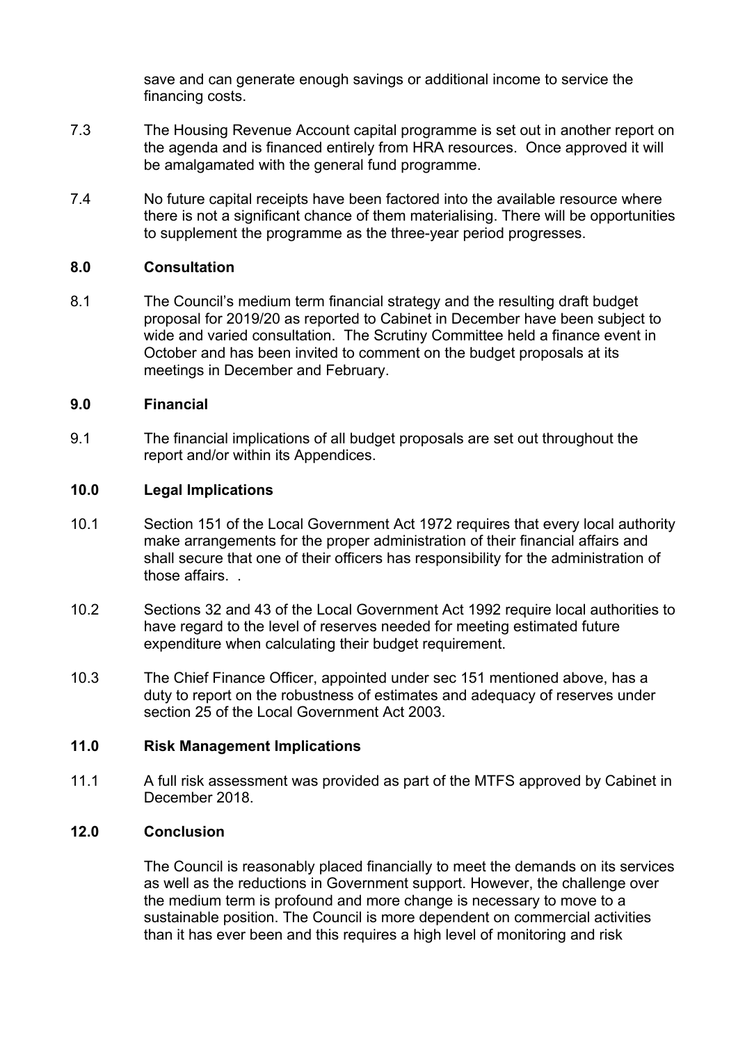save and can generate enough savings or additional income to service the financing costs.

7.3 The Housing Revenue Account capital programme is set out in another report on the agenda and is financed entirely from HRA resources. Once approved it will be amalgamated with the general fund programme.

7.4 No future capital receipts have been factored into the available resource where there is not a significant chance of them materialising. There will be opportunities to supplement the programme as the three-year period progresses.

## 8.0 Consultation

8.1 The Council's medium term financial strategy and the resulting draft budget proposal for 2019/20 as reported to Cabinet in December have been subject to wide and varied consultation. The Scrutiny Committee held a finance event in October and has been invited to comment on the budget proposals at its meetings in December and February.

## 9.0 Financial

9.1 The financial implications of all budget proposals are set out throughout the report and/or within its Appendices.

## 10.0 Legal Implications

10.1 Section 151 of the Local Government Act 1972 requires that every local authority make arrangements for the proper administration of their financial affairs and shall secure that one of their officers has responsibility for the administration of those affairs. .

10.2 Sections 32 and 43 of the Local Government Act 1992 require local authorities to have regard to the level of reserves needed for meeting estimated future expenditure when calculating their budget requirement.

10.3 The Chief Finance Officer, appointed under sec 151 mentioned above, has a duty to report on the robustness of estimates and adequacy of reserves under section 25 of the Local Government Act 2003.

## 11.0 Risk Management Implications

11.1 A full risk assessment was provided as part of the MTFS approved by Cabinet in December 2018.

## 12.0 Conclusion

The Council is reasonably placed financially to meet the demands on its services as well as the reductions in Government support. However, the challenge over the medium term is profound and more change is necessary to move to a sustainable position. The Council is more dependent on commercial activities than it has ever been and this requires a high level of monitoring and risk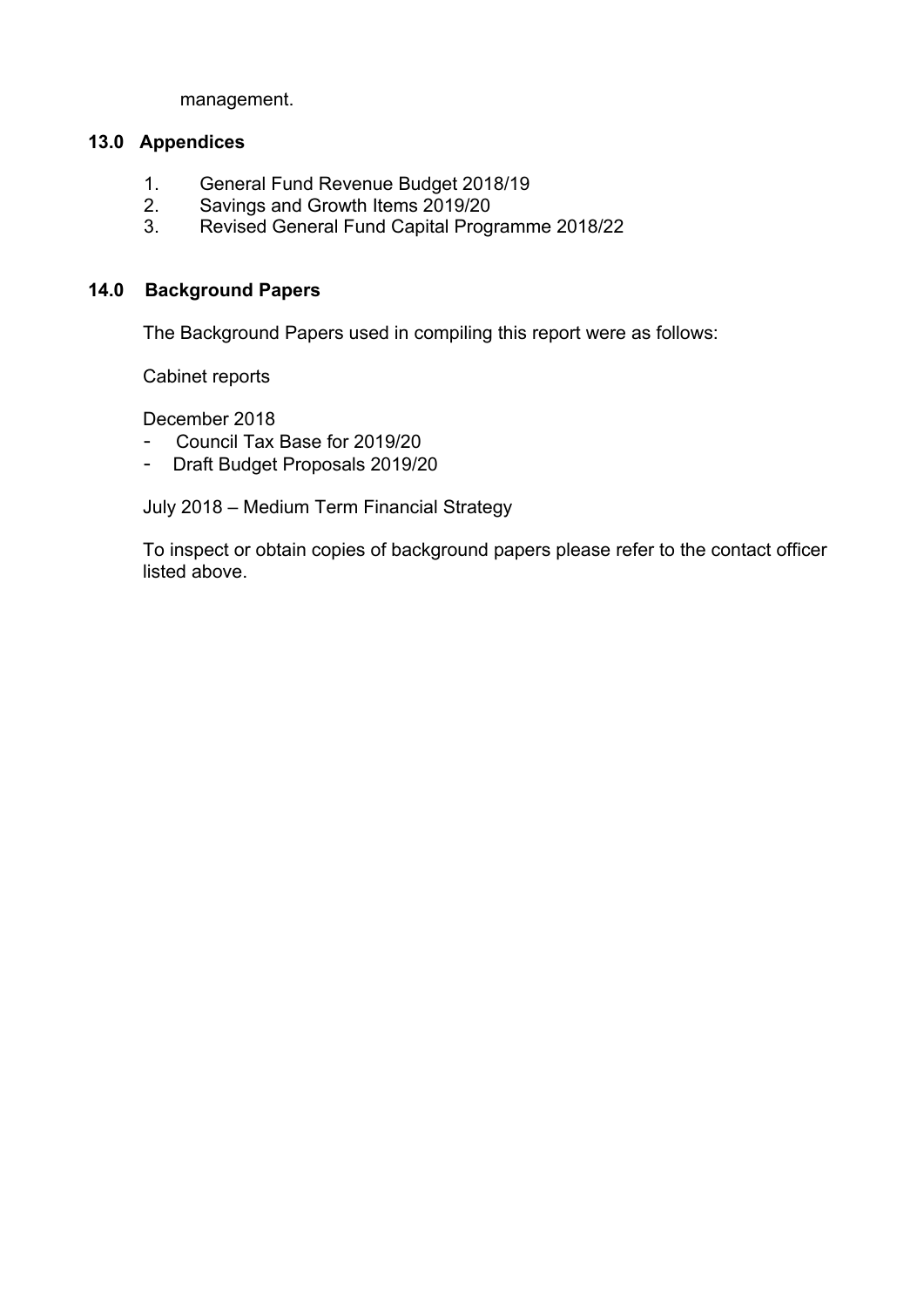management.

## 13.0 Appendices

1. General Fund Revenue Budget 2018/19
2. Savings and Growth Items 2019/20
3. Revised General Fund Capital Programme 2018/22

## 14.0 Background Papers

The Background Papers used in compiling this report were as follows:

Cabinet reports

December 2018

- Council Tax Base for 2019/20
- Draft Budget Proposals 2019/20

July 2018 – Medium Term Financial Strategy

To inspect or obtain copies of background papers please refer to the contact officer listed above.